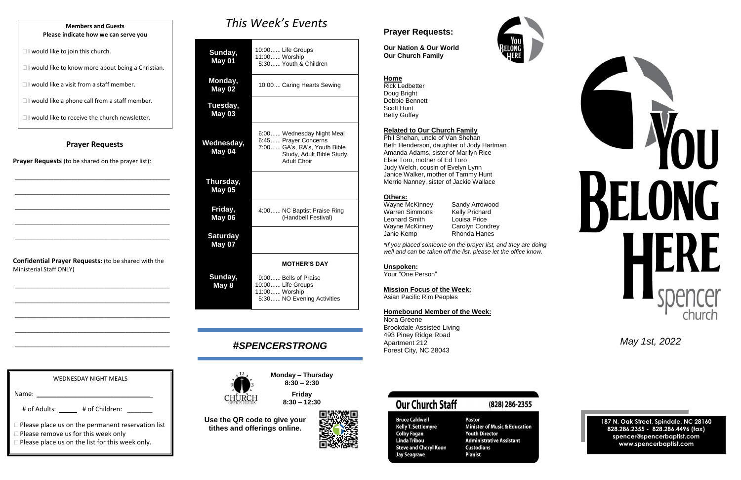**Members and Guests**
**Please indicate how we can serve you**

- ☐ I would like to join this church.
- ☐ I would like to know more about being a Christian.
- ☐ I would like a visit from a staff member.
- ☐ I would like a phone call from a staff member.
- ☐ I would like to receive the church newsletter.

## Prayer Requests

**Prayer Requests** (to be shared on the prayer list):

_____________________________________________

_____________________________________________

_____________________________________________

_____________________________________________

_____________________________________________

**Confidential Prayer Requests:** (to be shared with the Ministerial Staff ONLY)

_____________________________________________

_____________________________________________

_____________________________________________

_____________________________________________

_____________________________________________

WEDNESDAY NIGHT MEALS

Name: ________________________________

# of Adults: _____ # of Children: _______

- ☐ Please place us on the permanent reservation list
- ☐ Please remove us for this week only
- ☐ Please place us on the list for this week only.

# *This Week's Events*

| Day | Events |
|---|---|
| **Sunday, May 01** | 10:00...... Life Groups<br>11:00...... Worship<br>5:30...... Youth & Children |
| **Monday, May 02** | 10:00.... Caring Hearts Sewing |
| **Tuesday, May 03** | |
| **Wednesday, May 04** | 6:00...... Wednesday Night Meal<br>6:45...... Prayer Concerns<br>7:00...... GA's, RA's, Youth Bible Study, Adult Bible Study, Adult Choir |
| **Thursday, May 05** | |
| **Friday, May 06** | 4:00...... NC Baptist Praise Ring (Handbell Festival) |
| **Saturday May 07** | |
| **Sunday, May 8** | **MOTHER'S DAY**<br>9:00...... Bells of Praise<br>10:00...... Life Groups<br>11:00...... Worship<br>5:30...... NO Evening Activities |

## *#SPENCERSTRONG*

CHURCH OFFICE HOURS

**Monday – Thursday**
**8:30 – 2:30**

**Friday**
**8:30 – 12:30**

**Use the QR code to give your tithes and offerings online.**

## Prayer Requests:

**Our Nation & Our World**
**Our Church Family**

**Home**
Rick Ledbetter
Doug Bright
Debbie Bennett
Scott Hunt
Betty Guffey

**Related to Our Church Family**
Phil Shehan, uncle of Van Shehan
Beth Henderson, daughter of Jody Hartman
Amanda Adams, sister of Marilyn Rice
Elsie Toro, mother of Ed Toro
Judy Welch, cousin of Evelyn Lynn
Janice Walker, mother of Tammy Hunt
Merrie Nanney, sister of Jackie Wallace

**Others:**

| | |
|---|---|
| Wayne McKinney | Sandy Arrowood |
| Warren Simmons | Kelly Prichard |
| Leonard Smith | Louisa Price |
| Wayne McKinney | Carolyn Condrey |
| Janie Kemp | Rhonda Hanes |

*\*If you placed someone on the prayer list, and they are doing well and can be taken off the list, please let the office know.*

**Unspoken:**
Your "One Person"

**Mission Focus of the Week:**
Asian Pacific Rim Peoples

**Homebound Member of the Week:**
Nora Greene
Brookdale Assisted Living
493 Piney Ridge Road
Apartment 212
Forest City, NC 28043

## Our Church Staff (828) 286-2355

| | |
|---|---|
| Bruce Caldwell | Pastor |
| Kelly T. Settlemyre | Minister of Music & Education |
| Colby Fagan | Youth Director |
| Linda Tribou | Administrative Assistant |
| Steve and Cheryl Koon | Custodians |
| Jay Seagrave | Pianist |

# YOU BELONG HERE
spencer church

*May 1st, 2022*

**187 N. Oak Street, Spindale, NC 28160**
**828.286.2355 - 828.286.4496 (fax)**
**spencer@spencerbaptist.com**
**www.spencerbaptist.com**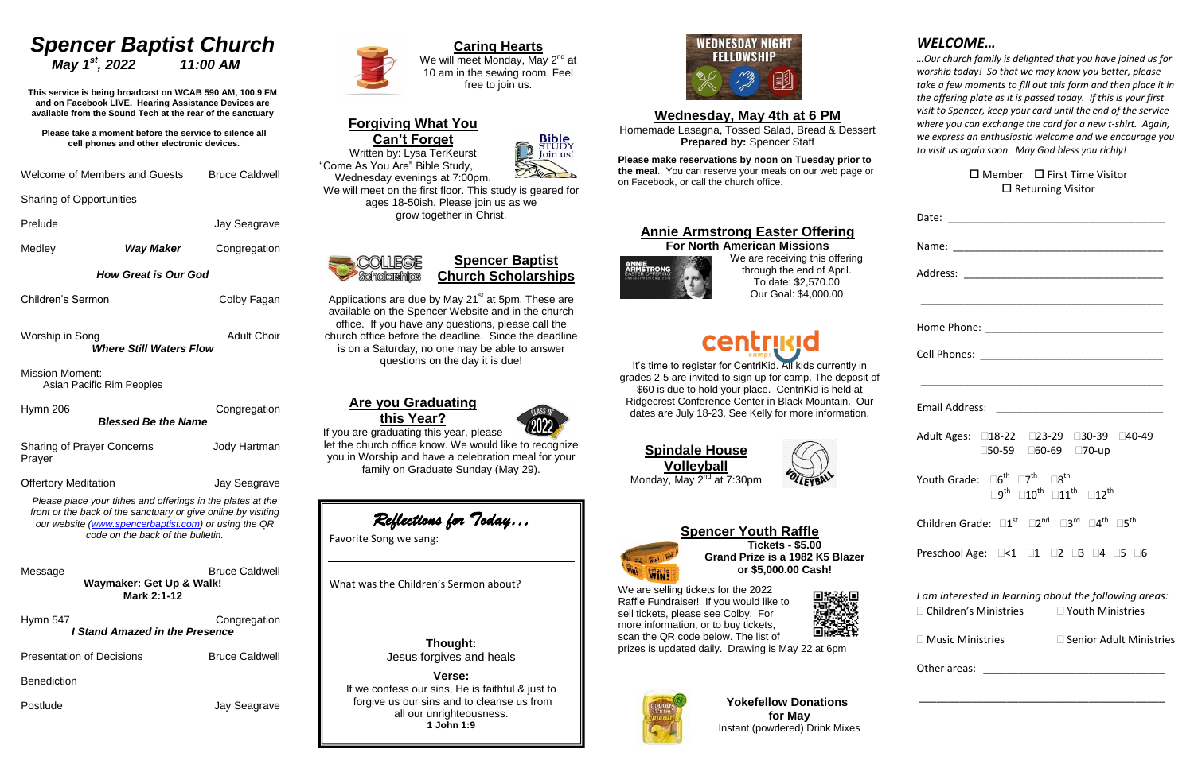# *Spencer Baptist Church*

***May 1st, 2022 11:00 AM***

**This service is being broadcast on WCAB 590 AM, 100.9 FM and on Facebook LIVE. Hearing Assistance Devices are available from the Sound Tech at the rear of the sanctuary**

**Please take a moment before the service to silence all cell phones and other electronic devices.**

Welcome of Members and Guests — Bruce Caldwell

Sharing of Opportunities

Prelude — Jay Seagrave

Medley ***Way Maker*** — Congregation

***How Great is Our God***

Children's Sermon — Colby Fagan

Worship in Song — Adult Choir

***Where Still Waters Flow***

Mission Moment:
Asian Pacific Rim Peoples

Hymn 206 — Congregation

***Blessed Be the Name***

Sharing of Prayer Concerns — Jody Hartman
Prayer

Offertory Meditation — Jay Seagrave

*Please place your tithes and offerings in the plates at the front or the back of the sanctuary or give online by visiting our website (www.spencerbaptist.com) or using the QR code on the back of the bulletin.*

Message — Bruce Caldwell

**Waymaker: Get Up & Walk!**
**Mark 2:1-12**

Hymn 547 — Congregation

***I Stand Amazed in the Presence***

Presentation of Decisions — Bruce Caldwell

Benediction

Postlude — Jay Seagrave

## Caring Hearts

We will meet Monday, May 2nd at 10 am in the sewing room. Feel free to join us.

## Forgiving What You Can't Forget

Written by: Lysa TerKeurst
"Come As You Are" Bible Study,
Wednesday evenings at 7:00pm.
We will meet on the first floor. This study is geared for ages 18-50ish. Please join us as we grow together in Christ.

Bible STUDY Join us!

## Spencer Baptist Church Scholarships

COLLEGE Scholarships

Applications are due by May 21st at 5pm. These are available on the Spencer Website and in the church office. If you have any questions, please call the church office before the deadline. Since the deadline is on a Saturday, no one may be able to answer questions on the day it is due!

## Are you Graduating this Year?

If you are graduating this year, please let the church office know. We would like to recognize you in Worship and have a celebration meal for your family on Graduate Sunday (May 29).

## *Reflections for Today...*

Favorite Song we sang:

\_\_\_\_\_\_\_\_\_\_\_\_\_\_\_\_\_\_\_\_\_\_\_\_\_\_\_\_\_\_\_\_\_\_\_\_

What was the Children's Sermon about?

\_\_\_\_\_\_\_\_\_\_\_\_\_\_\_\_\_\_\_\_\_\_\_\_\_\_\_\_\_\_\_\_\_\_\_\_

**Thought:**
Jesus forgives and heals

**Verse:**
If we confess our sins, He is faithful & just to forgive us our sins and to cleanse us from all our unrighteousness.
**1 John 1:9**

WEDNESDAY NIGHT FELLOWSHIP

## Wednesday, May 4th at 6 PM

Homemade Lasagna, Tossed Salad, Bread & Dessert
**Prepared by:** Spencer Staff

**Please make reservations by noon on Tuesday prior to the meal**. You can reserve your meals on our web page or on Facebook, or call the church office.

## Annie Armstrong Easter Offering

**For North American Missions**

We are receiving this offering through the end of April.
To date: $2,570.00
Our Goal: $4,000.00

## centrikid

It's time to register for CentriKid. All kids currently in grades 2-5 are invited to sign up for camp. The deposit of $60 is due to hold your place. CentriKid is held at Ridgecrest Conference Center in Black Mountain. Our dates are July 18-23. See Kelly for more information.

## Spindale House Volleyball

Monday, May 2nd at 7:30pm

## Spencer Youth Raffle

**Tickets - $5.00**
**Grand Prize is a 1982 K5 Blazer or $5,000.00 Cash!**

We are selling tickets for the 2022 Raffle Fundraiser! If you would like to sell tickets, please see Colby. For more information, or to buy tickets, scan the QR code below. The list of prizes is updated daily. Drawing is May 22 at 6pm

**Yokefellow Donations for May**
Instant (powdered) Drink Mixes

## *WELCOME…*

*…Our church family is delighted that you have joined us for worship today! So that we may know you better, please take a few moments to fill out this form and then place it in the offering plate as it is passed today. If this is your first visit to Spencer, keep your card until the end of the service where you can exchange the card for a new t-shirt. Again, we express an enthusiastic welcome and we encourage you to visit us again soon. May God bless you richly!*

☐ Member ☐ First Time Visitor
☐ Returning Visitor

Date: \_\_\_\_\_\_\_\_\_\_\_\_\_\_\_\_\_\_\_\_\_\_\_\_\_\_\_\_\_\_

Name: \_\_\_\_\_\_\_\_\_\_\_\_\_\_\_\_\_\_\_\_\_\_\_\_\_\_\_\_\_\_

Address: \_\_\_\_\_\_\_\_\_\_\_\_\_\_\_\_\_\_\_\_\_\_\_\_\_\_\_\_

\_\_\_\_\_\_\_\_\_\_\_\_\_\_\_\_\_\_\_\_\_\_\_\_\_\_\_\_\_\_\_\_\_\_\_\_

Home Phone: \_\_\_\_\_\_\_\_\_\_\_\_\_\_\_\_\_\_\_\_\_\_\_\_\_

Cell Phones: \_\_\_\_\_\_\_\_\_\_\_\_\_\_\_\_\_\_\_\_\_\_\_\_\_\_

\_\_\_\_\_\_\_\_\_\_\_\_\_\_\_\_\_\_\_\_\_\_\_\_\_\_\_\_\_\_\_\_\_\_\_\_

Email Address: \_\_\_\_\_\_\_\_\_\_\_\_\_\_\_\_\_\_\_\_\_\_\_\_

Adult Ages: ☐18-22 ☐23-29 ☐30-39 ☐40-49 ☐50-59 ☐60-69 ☐70-up

Youth Grade: ☐6th ☐7th ☐8th ☐9th ☐10th ☐11th ☐12th

Children Grade: ☐1st ☐2nd ☐3rd ☐4th ☐5th

Preschool Age: ☐<1 ☐1 ☐2 ☐3 ☐4 ☐5 ☐6

*I am interested in learning about the following areas:*

☐ Children's Ministries ☐ Youth Ministries

☐ Music Ministries ☐ Senior Adult Ministries

Other areas: \_\_\_\_\_\_\_\_\_\_\_\_\_\_\_\_\_\_\_\_\_\_\_\_\_\_

\_\_\_\_\_\_\_\_\_\_\_\_\_\_\_\_\_\_\_\_\_\_\_\_\_\_\_\_\_\_\_\_\_\_\_\_